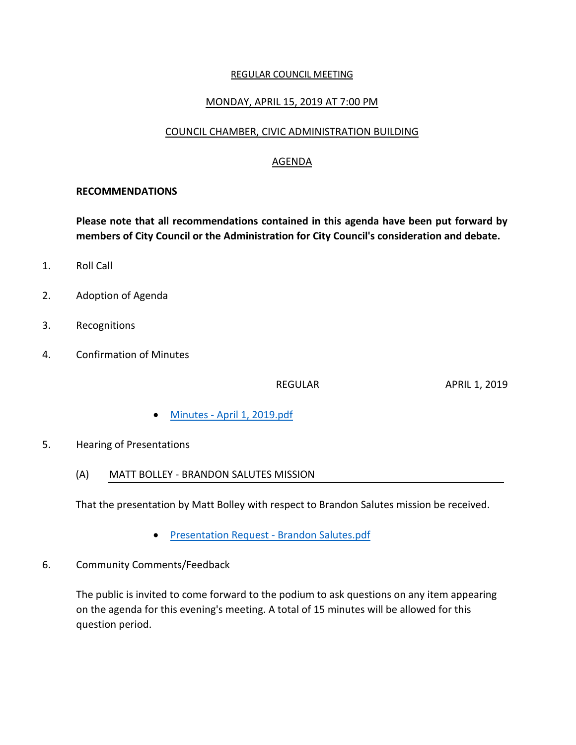REGULAR COUNCIL MEETING

MONDAY, APRIL 15, 2019 AT 7:00 PM

COUNCIL CHAMBER, CIVIC ADMINISTRATION BUILDING

AGENDA

**RECOMMENDATIONS**

**Please note that all recommendations contained in this agenda have been put forward by members of City Council or the Administration for City Council's consideration and debate.**

1. Roll Call

2. Adoption of Agenda

3. Recognitions

4. Confirmation of Minutes

REGULAR APRIL 1, 2019

- Minutes - April 1, 2019.pdf

5. Hearing of Presentations

(A) MATT BOLLEY - BRANDON SALUTES MISSION

That the presentation by Matt Bolley with respect to Brandon Salutes mission be received.

- Presentation Request - Brandon Salutes.pdf

6. Community Comments/Feedback

The public is invited to come forward to the podium to ask questions on any item appearing on the agenda for this evening's meeting. A total of 15 minutes will be allowed for this question period.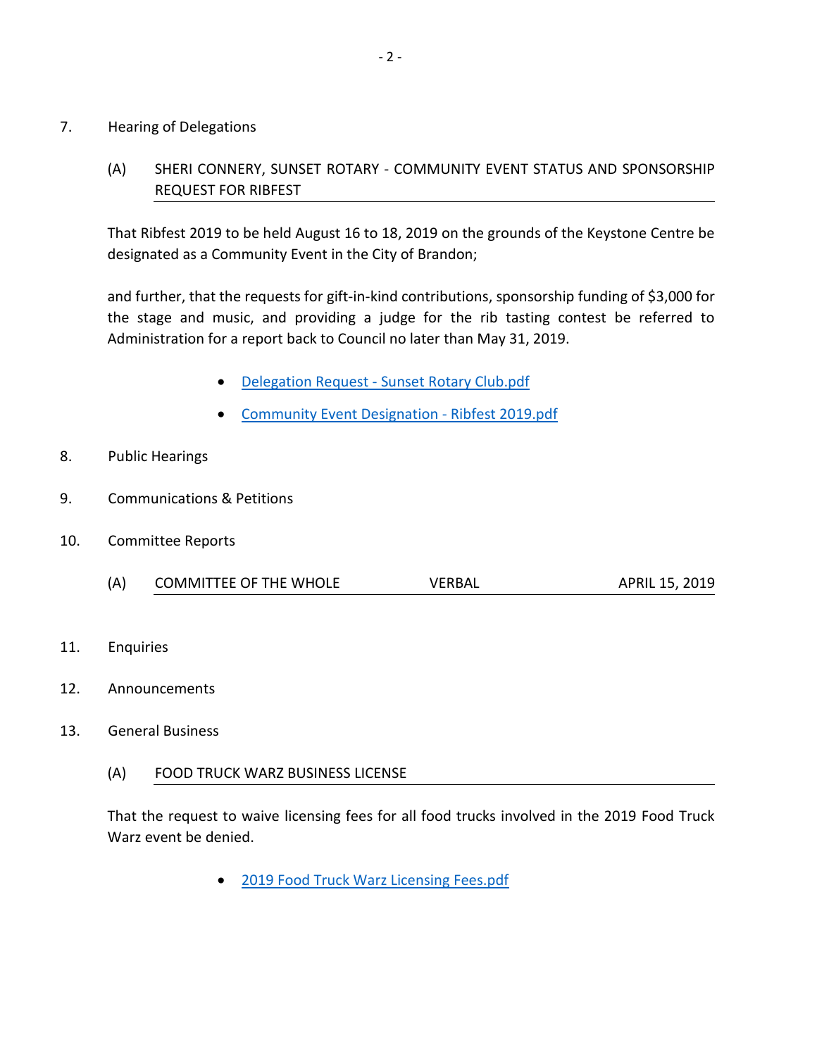7. Hearing of Delegations

   (A) SHERI CONNERY, SUNSET ROTARY - COMMUNITY EVENT STATUS AND SPONSORSHIP REQUEST FOR RIBFEST

   That Ribfest 2019 to be held August 16 to 18, 2019 on the grounds of the Keystone Centre be designated as a Community Event in the City of Brandon;

   and further, that the requests for gift-in-kind contributions, sponsorship funding of $3,000 for the stage and music, and providing a judge for the rib tasting contest be referred to Administration for a report back to Council no later than May 31, 2019.

   - Delegation Request - Sunset Rotary Club.pdf
   - Community Event Designation - Ribfest 2019.pdf

8. Public Hearings

9. Communications & Petitions

10. Committee Reports

    (A) COMMITTEE OF THE WHOLE    VERBAL    APRIL 15, 2019

11. Enquiries

12. Announcements

13. General Business

    (A) FOOD TRUCK WARZ BUSINESS LICENSE

    That the request to waive licensing fees for all food trucks involved in the 2019 Food Truck Warz event be denied.

    - 2019 Food Truck Warz Licensing Fees.pdf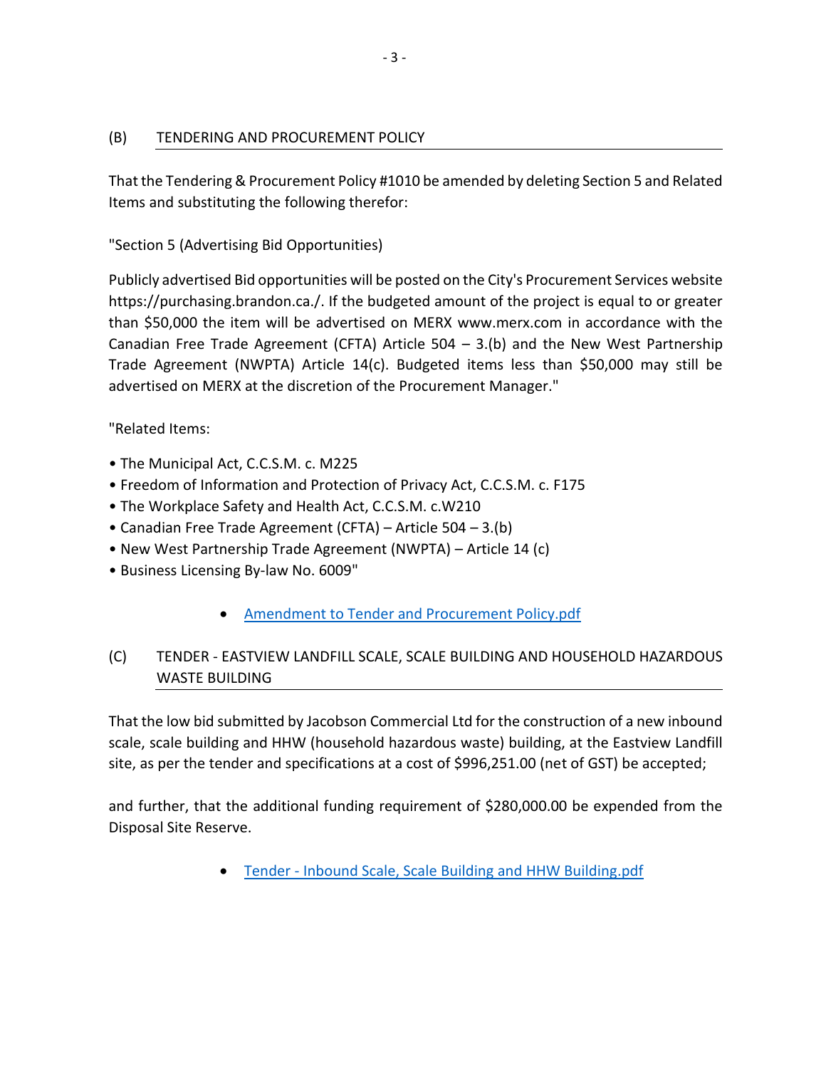## (B) TENDERING AND PROCUREMENT POLICY

That the Tendering & Procurement Policy #1010 be amended by deleting Section 5 and Related Items and substituting the following therefor:

"Section 5 (Advertising Bid Opportunities)

Publicly advertised Bid opportunities will be posted on the City's Procurement Services website https://purchasing.brandon.ca./. If the budgeted amount of the project is equal to or greater than $50,000 the item will be advertised on MERX www.merx.com in accordance with the Canadian Free Trade Agreement (CFTA) Article 504 – 3.(b) and the New West Partnership Trade Agreement (NWPTA) Article 14(c). Budgeted items less than $50,000 may still be advertised on MERX at the discretion of the Procurement Manager."

"Related Items:

- The Municipal Act, C.C.S.M. c. M225
- Freedom of Information and Protection of Privacy Act, C.C.S.M. c. F175
- The Workplace Safety and Health Act, C.C.S.M. c.W210
- Canadian Free Trade Agreement (CFTA) – Article 504 – 3.(b)
- New West Partnership Trade Agreement (NWPTA) – Article 14 (c)
- Business Licensing By-law No. 6009"

- Amendment to Tender and Procurement Policy.pdf

## (C) TENDER - EASTVIEW LANDFILL SCALE, SCALE BUILDING AND HOUSEHOLD HAZARDOUS WASTE BUILDING

That the low bid submitted by Jacobson Commercial Ltd for the construction of a new inbound scale, scale building and HHW (household hazardous waste) building, at the Eastview Landfill site, as per the tender and specifications at a cost of $996,251.00 (net of GST) be accepted;

and further, that the additional funding requirement of $280,000.00 be expended from the Disposal Site Reserve.

- Tender - Inbound Scale, Scale Building and HHW Building.pdf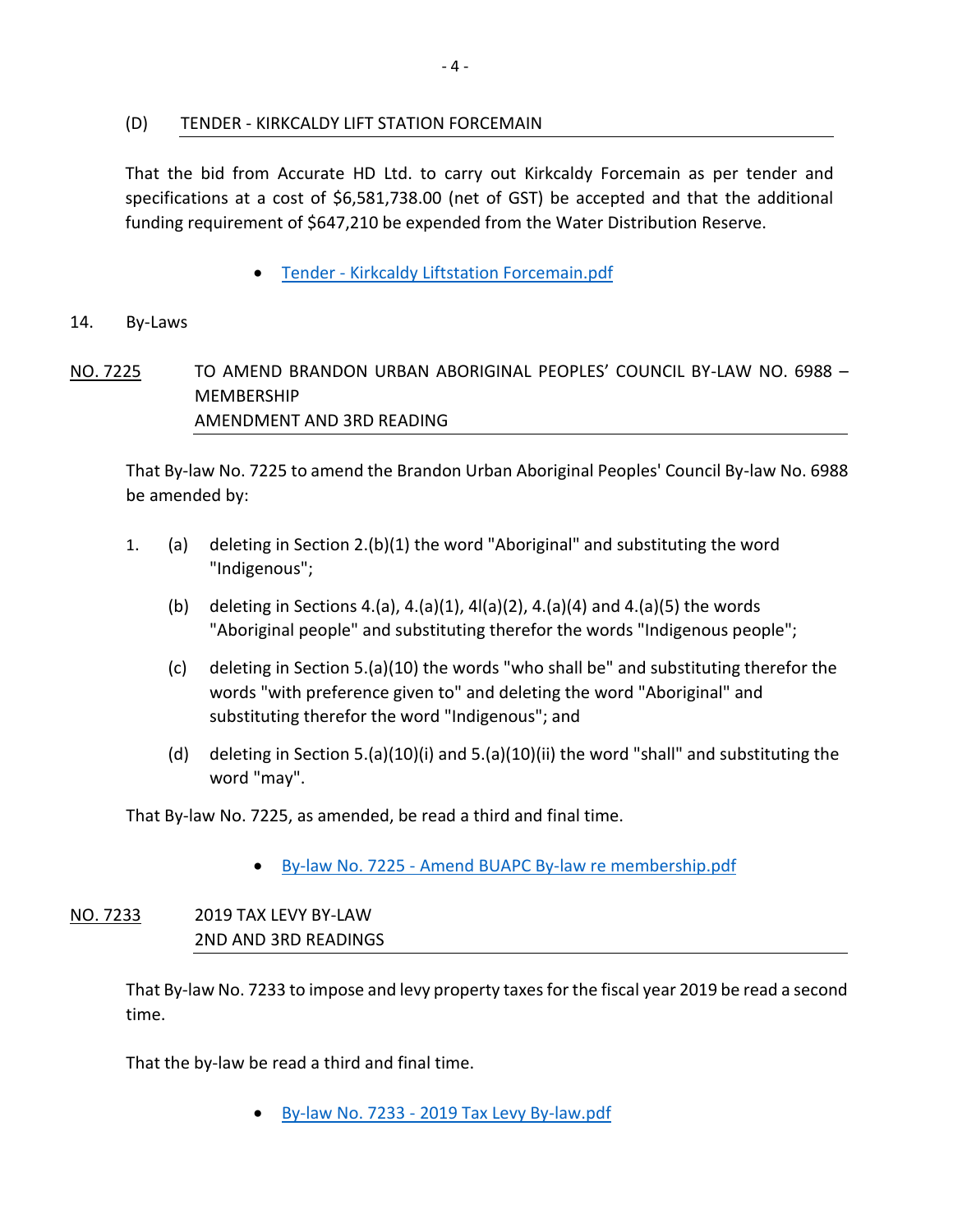### (D) TENDER - KIRKCALDY LIFT STATION FORCEMAIN

That the bid from Accurate HD Ltd. to carry out Kirkcaldy Forcemain as per tender and specifications at a cost of $6,581,738.00 (net of GST) be accepted and that the additional funding requirement of $647,210 be expended from the Water Distribution Reserve.

- Tender - Kirkcaldy Liftstation Forcemain.pdf

## 14. By-Laws

### NO. 7225 TO AMEND BRANDON URBAN ABORIGINAL PEOPLES' COUNCIL BY-LAW NO. 6988 – MEMBERSHIP AMENDMENT AND 3RD READING

That By-law No. 7225 to amend the Brandon Urban Aboriginal Peoples' Council By-law No. 6988 be amended by:

1. (a) deleting in Section 2.(b)(1) the word "Aboriginal" and substituting the word "Indigenous";

   (b) deleting in Sections 4.(a), 4.(a)(1), 4l(a)(2), 4.(a)(4) and 4.(a)(5) the words "Aboriginal people" and substituting therefor the words "Indigenous people";

   (c) deleting in Section 5.(a)(10) the words "who shall be" and substituting therefor the words "with preference given to" and deleting the word "Aboriginal" and substituting therefor the word "Indigenous"; and

   (d) deleting in Section 5.(a)(10)(i) and 5.(a)(10)(ii) the word "shall" and substituting the word "may".

That By-law No. 7225, as amended, be read a third and final time.

- By-law No. 7225 - Amend BUAPC By-law re membership.pdf

### NO. 7233 2019 TAX LEVY BY-LAW 2ND AND 3RD READINGS

That By-law No. 7233 to impose and levy property taxes for the fiscal year 2019 be read a second time.

That the by-law be read a third and final time.

- By-law No. 7233 - 2019 Tax Levy By-law.pdf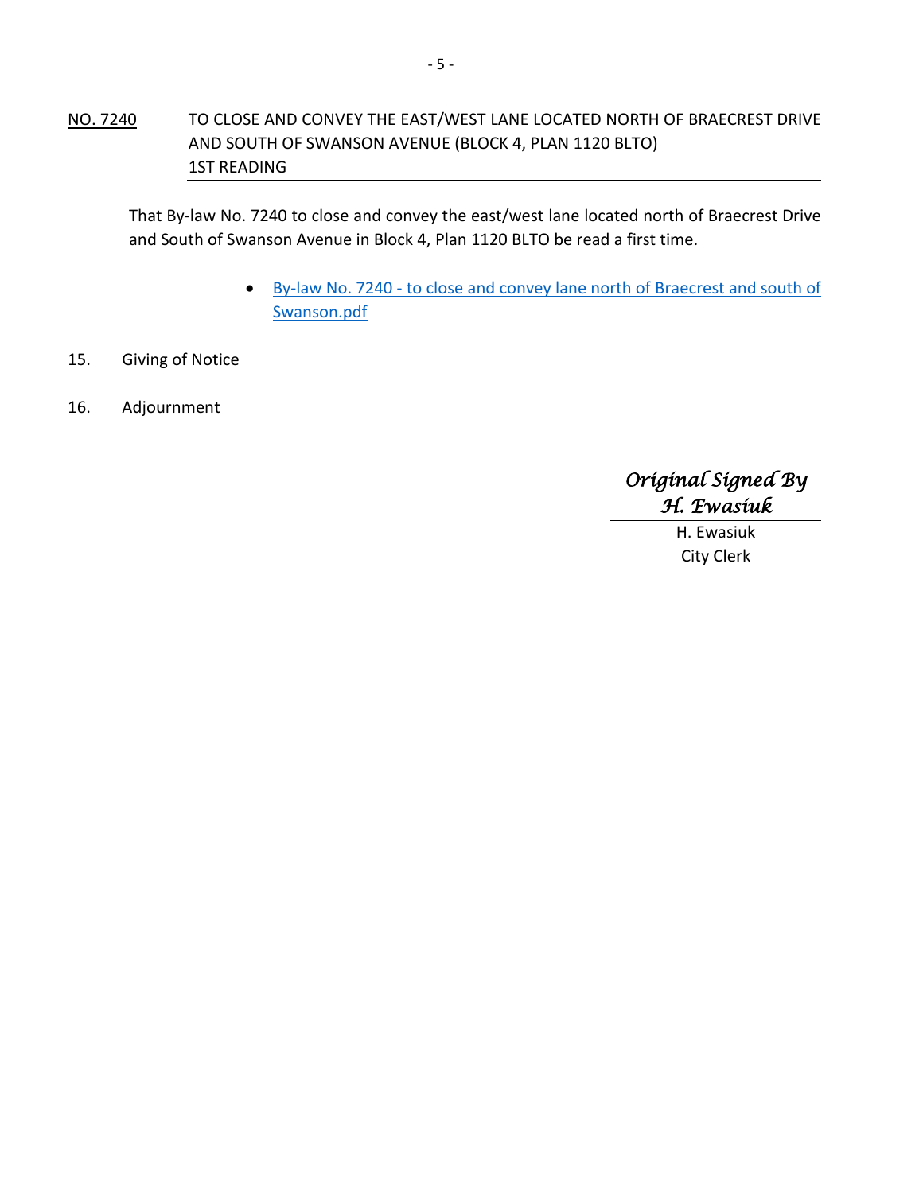NO. 7240 TO CLOSE AND CONVEY THE EAST/WEST LANE LOCATED NORTH OF BRAECREST DRIVE AND SOUTH OF SWANSON AVENUE (BLOCK 4, PLAN 1120 BLTO)
1ST READING

That By-law No. 7240 to close and convey the east/west lane located north of Braecrest Drive and South of Swanson Avenue in Block 4, Plan 1120 BLTO be read a first time.

- By-law No. 7240 - to close and convey lane north of Braecrest and south of Swanson.pdf

15. Giving of Notice

16. Adjournment

*Original Signed By*
*H. Ewasiuk*

H. Ewasiuk
City Clerk